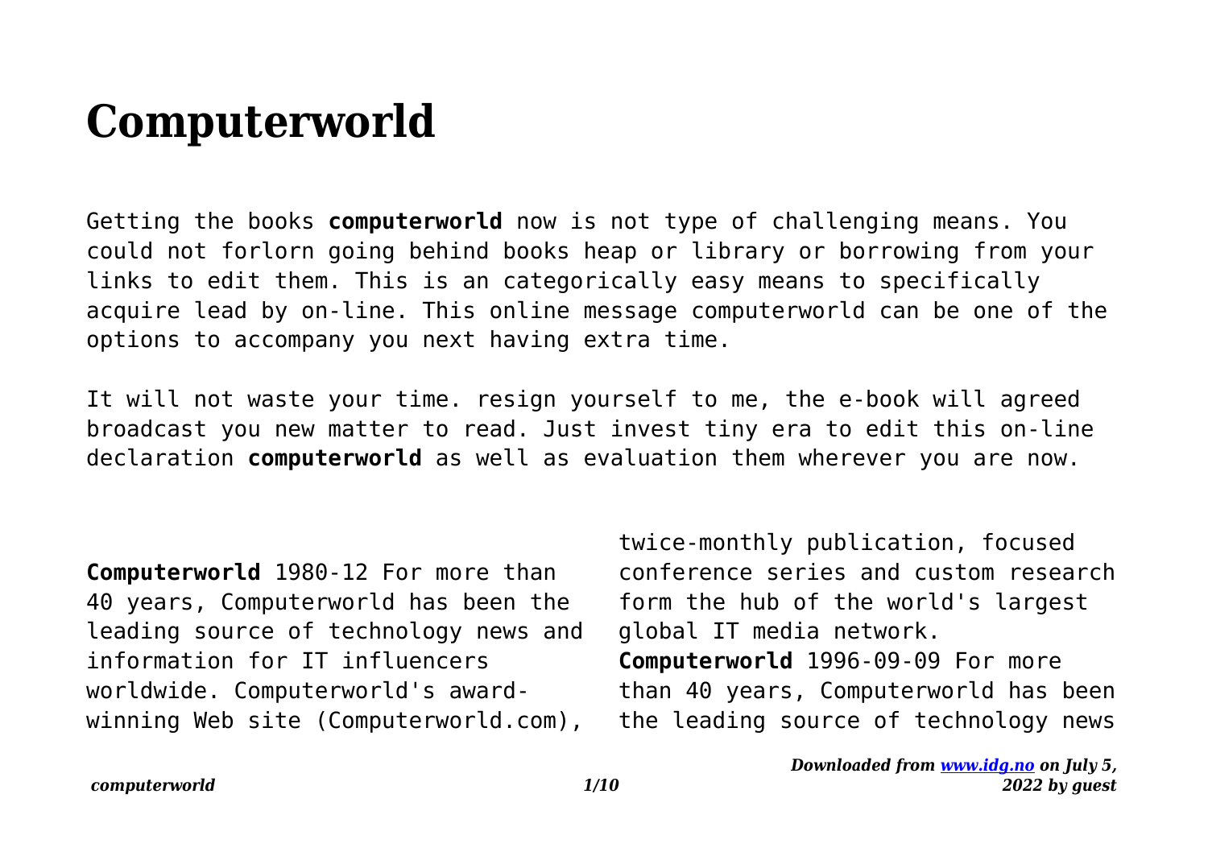# Computerworld

Getting the books **computerworld** now is not type of challenging means. You could not forlorn going behind books heap or library or borrowing from your links to edit them. This is an categorically easy means to specifically acquire lead by on-line. This online message computerworld can be one of the options to accompany you next having extra time.

It will not waste your time. resign yourself to me, the e-book will agreed broadcast you new matter to read. Just invest tiny era to edit this on-line declaration **computerworld** as well as evaluation them wherever you are now.

**Computerworld** 1980-12 For more than 40 years, Computerworld has been the leading source of technology news and information for IT influencers worldwide. Computerworld's award-winning Web site (Computerworld.com), twice-monthly publication, focused conference series and custom research form the hub of the world's largest global IT media network.

**Computerworld** 1996-09-09 For more than 40 years, Computerworld has been the leading source of technology news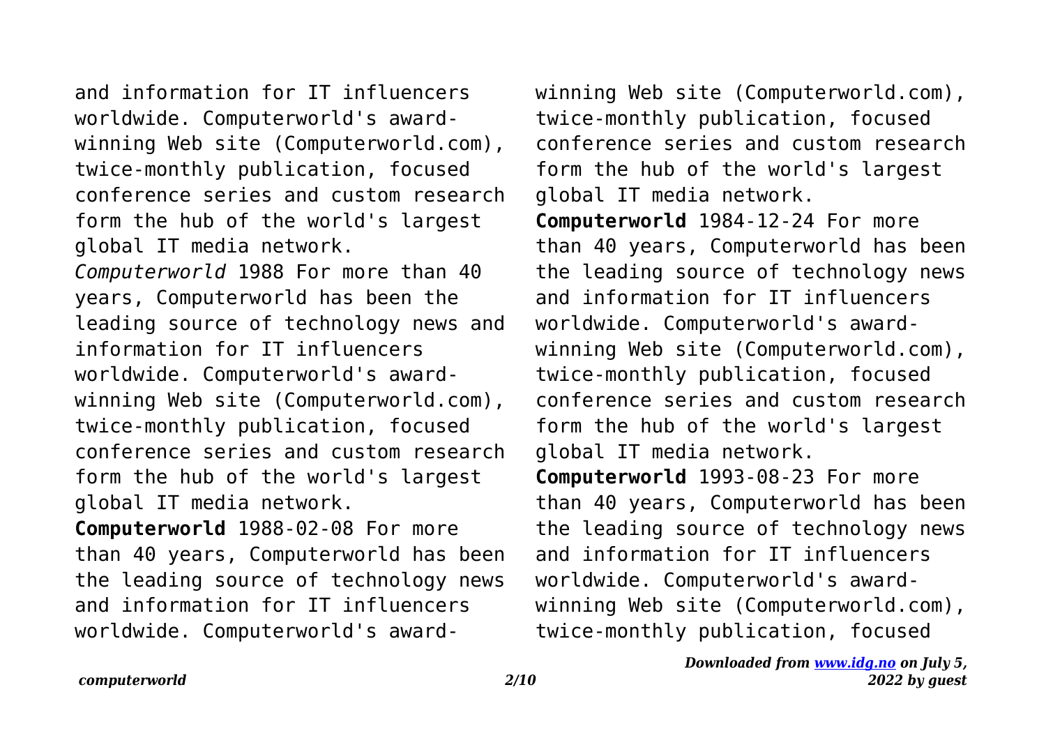and information for IT influencers worldwide. Computerworld's award-winning Web site (Computerworld.com), twice-monthly publication, focused conference series and custom research form the hub of the world's largest global IT media network.

*Computerworld* 1988 For more than 40 years, Computerworld has been the leading source of technology news and information for IT influencers worldwide. Computerworld's award-winning Web site (Computerworld.com), twice-monthly publication, focused conference series and custom research form the hub of the world's largest global IT media network.

**Computerworld** 1988-02-08 For more than 40 years, Computerworld has been the leading source of technology news and information for IT influencers worldwide. Computerworld's award-winning Web site (Computerworld.com), twice-monthly publication, focused conference series and custom research form the hub of the world's largest global IT media network.

**Computerworld** 1984-12-24 For more than 40 years, Computerworld has been the leading source of technology news and information for IT influencers worldwide. Computerworld's award-winning Web site (Computerworld.com), twice-monthly publication, focused conference series and custom research form the hub of the world's largest global IT media network.

**Computerworld** 1993-08-23 For more than 40 years, Computerworld has been the leading source of technology news and information for IT influencers worldwide. Computerworld's award-winning Web site (Computerworld.com), twice-monthly publication, focused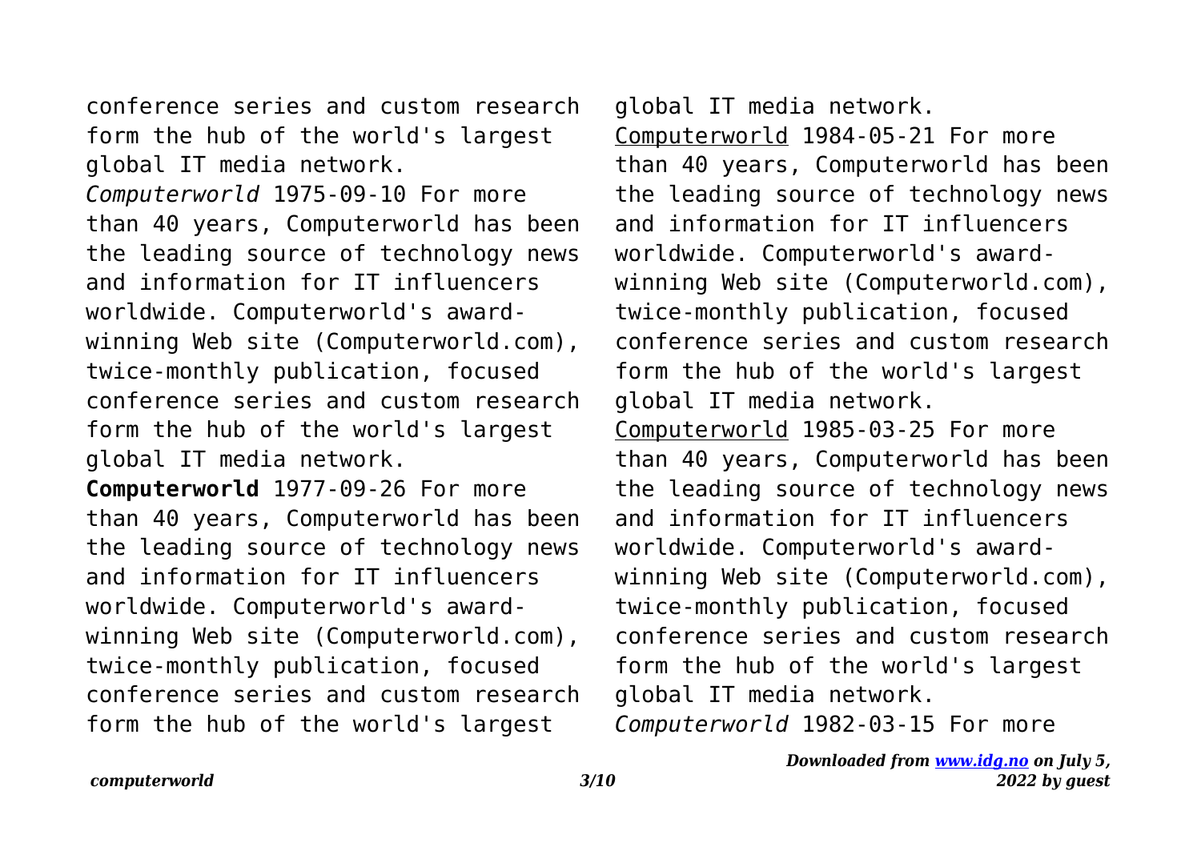conference series and custom research form the hub of the world's largest global IT media network.

*Computerworld* 1975-09-10 For more than 40 years, Computerworld has been the leading source of technology news and information for IT influencers worldwide. Computerworld's award-winning Web site (Computerworld.com), twice-monthly publication, focused conference series and custom research form the hub of the world's largest global IT media network.

**Computerworld** 1977-09-26 For more than 40 years, Computerworld has been the leading source of technology news and information for IT influencers worldwide. Computerworld's award-winning Web site (Computerworld.com), twice-monthly publication, focused conference series and custom research form the hub of the world's largest global IT media network.

Computerworld 1984-05-21 For more than 40 years, Computerworld has been the leading source of technology news and information for IT influencers worldwide. Computerworld's award-winning Web site (Computerworld.com), twice-monthly publication, focused conference series and custom research form the hub of the world's largest global IT media network.

Computerworld 1985-03-25 For more than 40 years, Computerworld has been the leading source of technology news and information for IT influencers worldwide. Computerworld's award-winning Web site (Computerworld.com), twice-monthly publication, focused conference series and custom research form the hub of the world's largest global IT media network.

*Computerworld* 1982-03-15 For more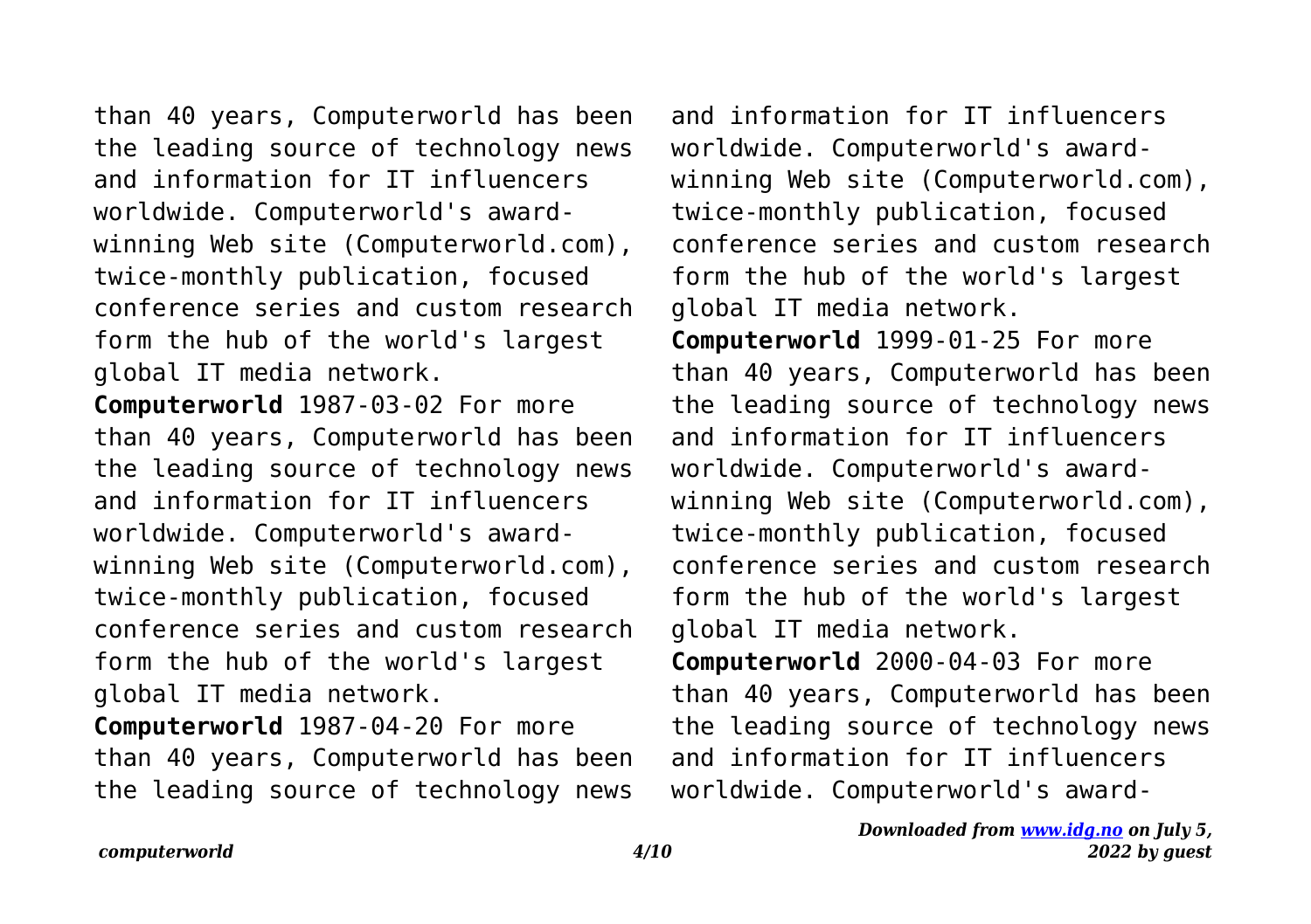than 40 years, Computerworld has been the leading source of technology news and information for IT influencers worldwide. Computerworld's award-winning Web site (Computerworld.com), twice-monthly publication, focused conference series and custom research form the hub of the world's largest global IT media network.

**Computerworld** 1987-03-02 For more than 40 years, Computerworld has been the leading source of technology news and information for IT influencers worldwide. Computerworld's award-winning Web site (Computerworld.com), twice-monthly publication, focused conference series and custom research form the hub of the world's largest global IT media network.

**Computerworld** 1987-04-20 For more than 40 years, Computerworld has been the leading source of technology news and information for IT influencers worldwide. Computerworld's award-winning Web site (Computerworld.com), twice-monthly publication, focused conference series and custom research form the hub of the world's largest global IT media network.

**Computerworld** 1999-01-25 For more than 40 years, Computerworld has been the leading source of technology news and information for IT influencers worldwide. Computerworld's award-winning Web site (Computerworld.com), twice-monthly publication, focused conference series and custom research form the hub of the world's largest global IT media network.

**Computerworld** 2000-04-03 For more than 40 years, Computerworld has been the leading source of technology news and information for IT influencers worldwide. Computerworld's award-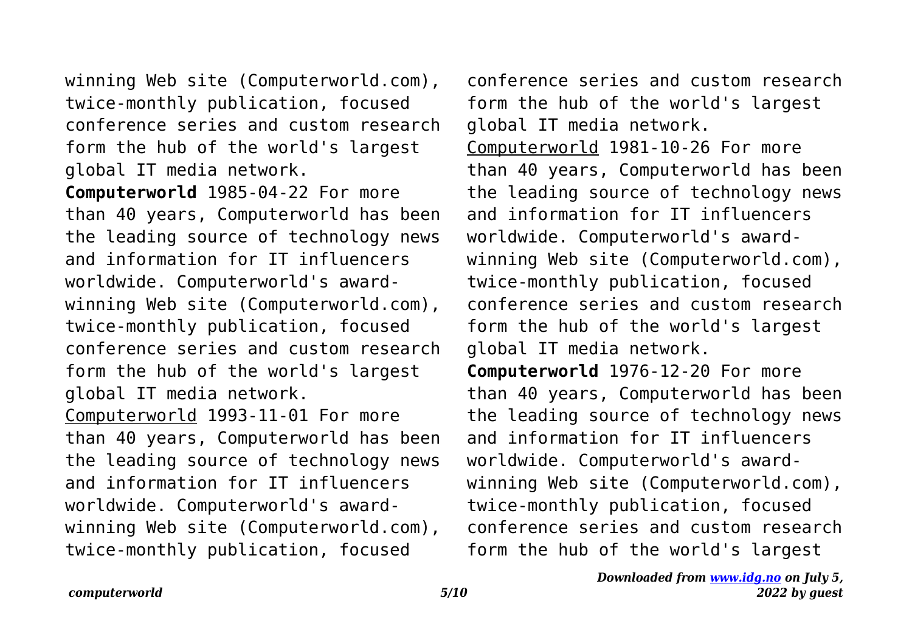winning Web site (Computerworld.com), twice-monthly publication, focused conference series and custom research form the hub of the world's largest global IT media network.

**Computerworld** 1985-04-22 For more than 40 years, Computerworld has been the leading source of technology news and information for IT influencers worldwide. Computerworld's award-winning Web site (Computerworld.com), twice-monthly publication, focused conference series and custom research form the hub of the world's largest global IT media network.

Computerworld 1993-11-01 For more than 40 years, Computerworld has been the leading source of technology news and information for IT influencers worldwide. Computerworld's award-winning Web site (Computerworld.com), twice-monthly publication, focused conference series and custom research form the hub of the world's largest global IT media network.

Computerworld 1981-10-26 For more than 40 years, Computerworld has been the leading source of technology news and information for IT influencers worldwide. Computerworld's award-winning Web site (Computerworld.com), twice-monthly publication, focused conference series and custom research form the hub of the world's largest global IT media network.

**Computerworld** 1976-12-20 For more than 40 years, Computerworld has been the leading source of technology news and information for IT influencers worldwide. Computerworld's award-winning Web site (Computerworld.com), twice-monthly publication, focused conference series and custom research form the hub of the world's largest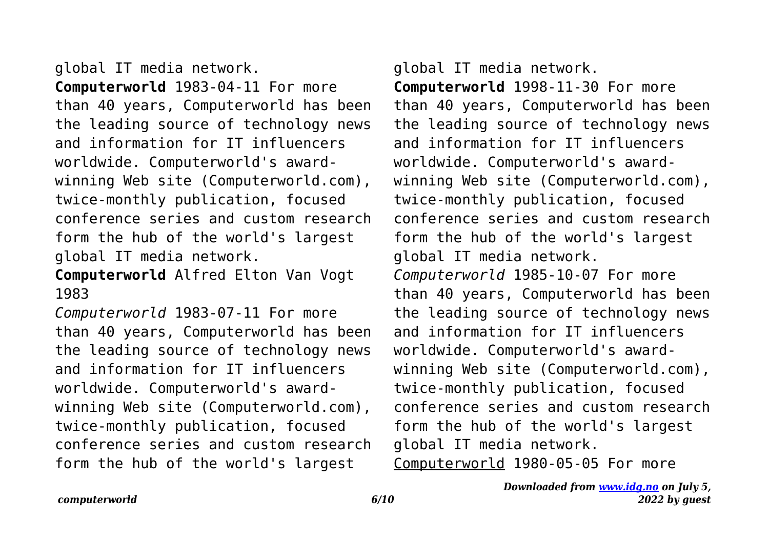global IT media network.

**Computerworld** 1983-04-11 For more than 40 years, Computerworld has been the leading source of technology news and information for IT influencers worldwide. Computerworld's award-winning Web site (Computerworld.com), twice-monthly publication, focused conference series and custom research form the hub of the world's largest global IT media network.

**Computerworld** Alfred Elton Van Vogt 1983

*Computerworld* 1983-07-11 For more than 40 years, Computerworld has been the leading source of technology news and information for IT influencers worldwide. Computerworld's award-winning Web site (Computerworld.com), twice-monthly publication, focused conference series and custom research form the hub of the world's largest global IT media network.

**Computerworld** 1998-11-30 For more than 40 years, Computerworld has been the leading source of technology news and information for IT influencers worldwide. Computerworld's award-winning Web site (Computerworld.com), twice-monthly publication, focused conference series and custom research form the hub of the world's largest global IT media network.

*Computerworld* 1985-10-07 For more than 40 years, Computerworld has been the leading source of technology news and information for IT influencers worldwide. Computerworld's award-winning Web site (Computerworld.com), twice-monthly publication, focused conference series and custom research form the hub of the world's largest global IT media network.

Computerworld 1980-05-05 For more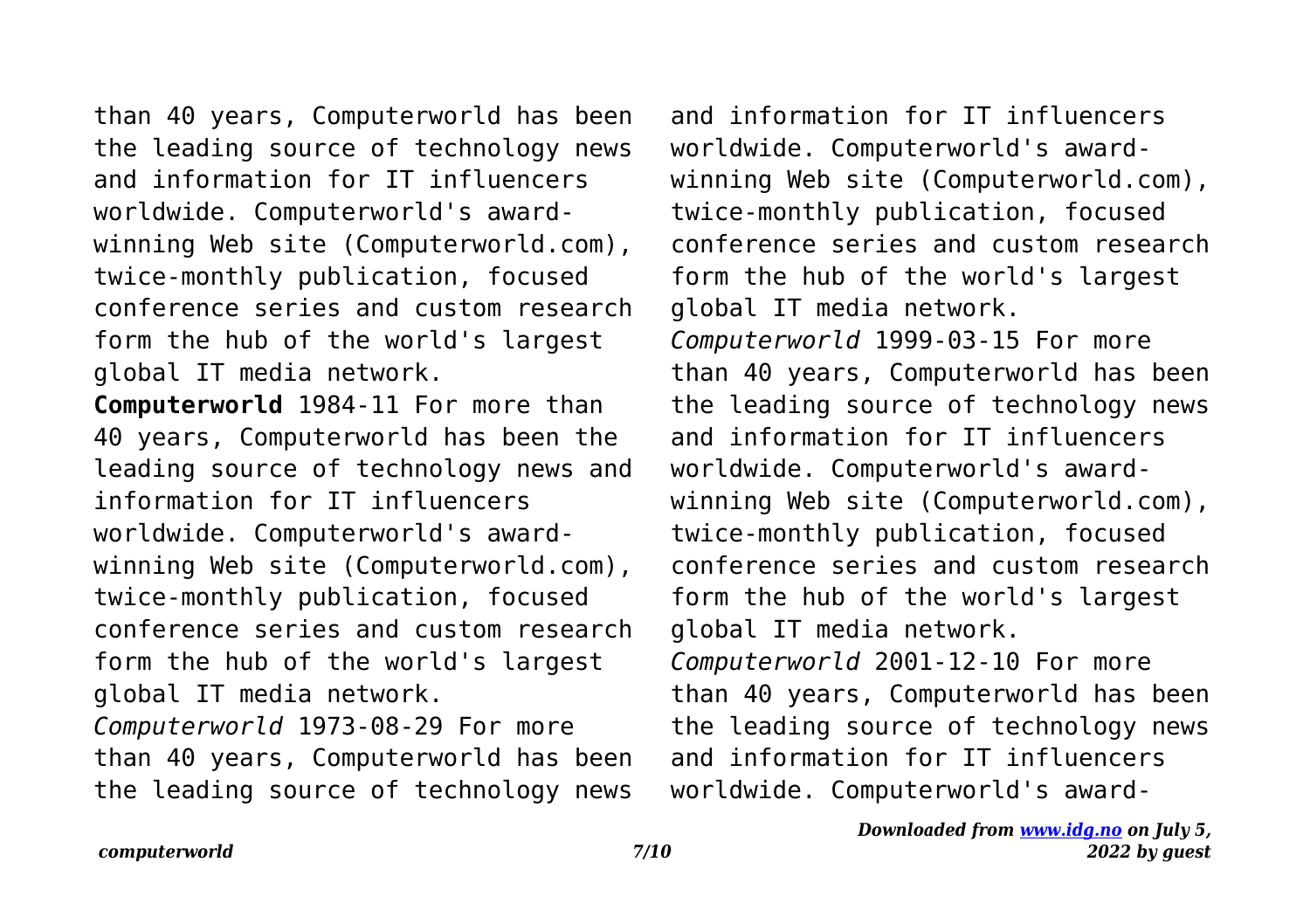than 40 years, Computerworld has been the leading source of technology news and information for IT influencers worldwide. Computerworld's award-winning Web site (Computerworld.com), twice-monthly publication, focused conference series and custom research form the hub of the world's largest global IT media network.

**Computerworld** 1984-11 For more than 40 years, Computerworld has been the leading source of technology news and information for IT influencers worldwide. Computerworld's award-winning Web site (Computerworld.com), twice-monthly publication, focused conference series and custom research form the hub of the world's largest global IT media network.

*Computerworld* 1973-08-29 For more than 40 years, Computerworld has been the leading source of technology news and information for IT influencers worldwide. Computerworld's award-winning Web site (Computerworld.com), twice-monthly publication, focused conference series and custom research form the hub of the world's largest global IT media network.

*Computerworld* 1999-03-15 For more than 40 years, Computerworld has been the leading source of technology news and information for IT influencers worldwide. Computerworld's award-winning Web site (Computerworld.com), twice-monthly publication, focused conference series and custom research form the hub of the world's largest global IT media network.

*Computerworld* 2001-12-10 For more than 40 years, Computerworld has been the leading source of technology news and information for IT influencers worldwide. Computerworld's award-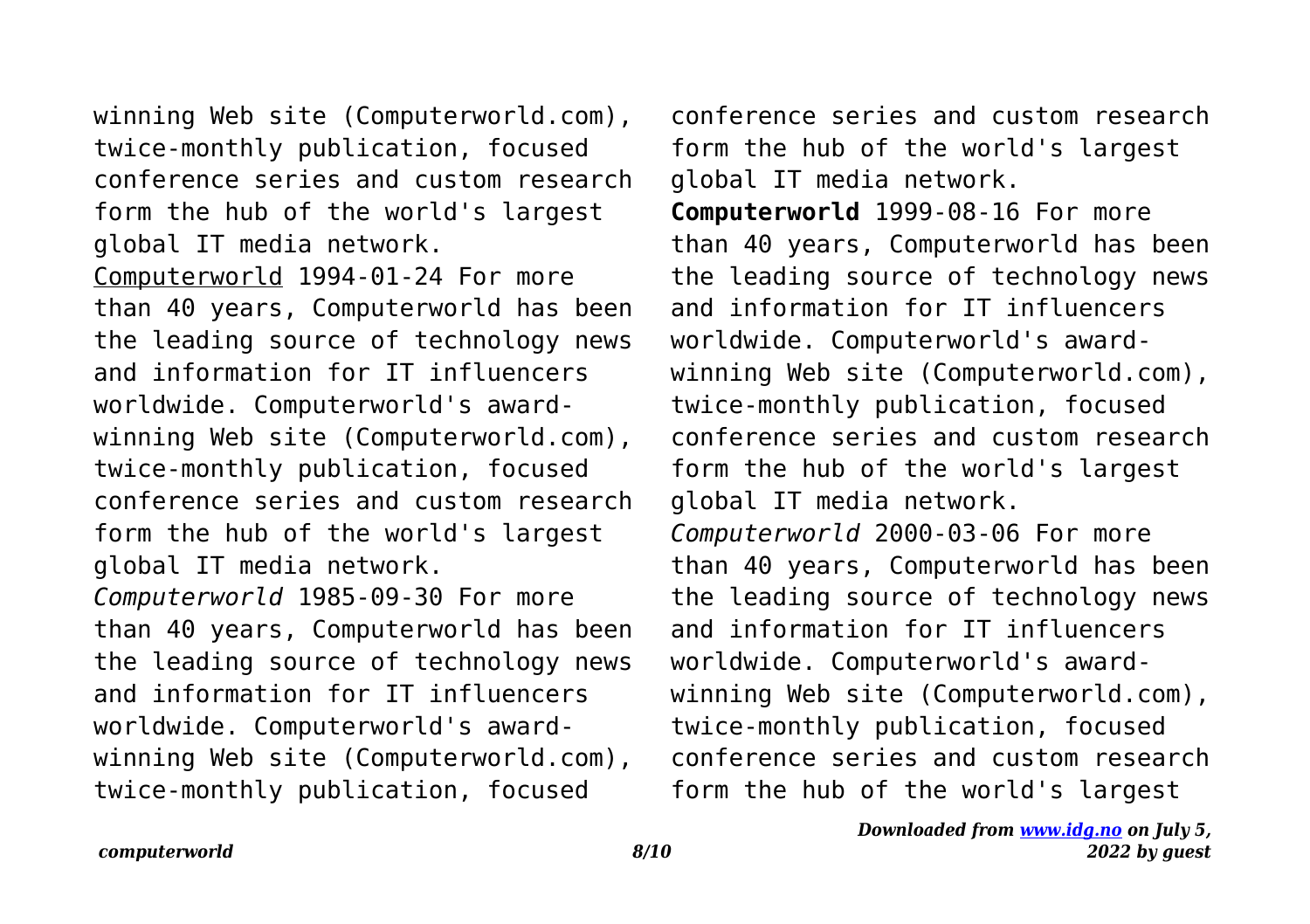winning Web site (Computerworld.com), twice-monthly publication, focused conference series and custom research form the hub of the world's largest global IT media network.

Computerworld 1994-01-24 For more than 40 years, Computerworld has been the leading source of technology news and information for IT influencers worldwide. Computerworld's award-winning Web site (Computerworld.com), twice-monthly publication, focused conference series and custom research form the hub of the world's largest global IT media network.

*Computerworld* 1985-09-30 For more than 40 years, Computerworld has been the leading source of technology news and information for IT influencers worldwide. Computerworld's award-winning Web site (Computerworld.com), twice-monthly publication, focused conference series and custom research form the hub of the world's largest global IT media network.

**Computerworld** 1999-08-16 For more than 40 years, Computerworld has been the leading source of technology news and information for IT influencers worldwide. Computerworld's award-winning Web site (Computerworld.com), twice-monthly publication, focused conference series and custom research form the hub of the world's largest global IT media network.

*Computerworld* 2000-03-06 For more than 40 years, Computerworld has been the leading source of technology news and information for IT influencers worldwide. Computerworld's award-winning Web site (Computerworld.com), twice-monthly publication, focused conference series and custom research form the hub of the world's largest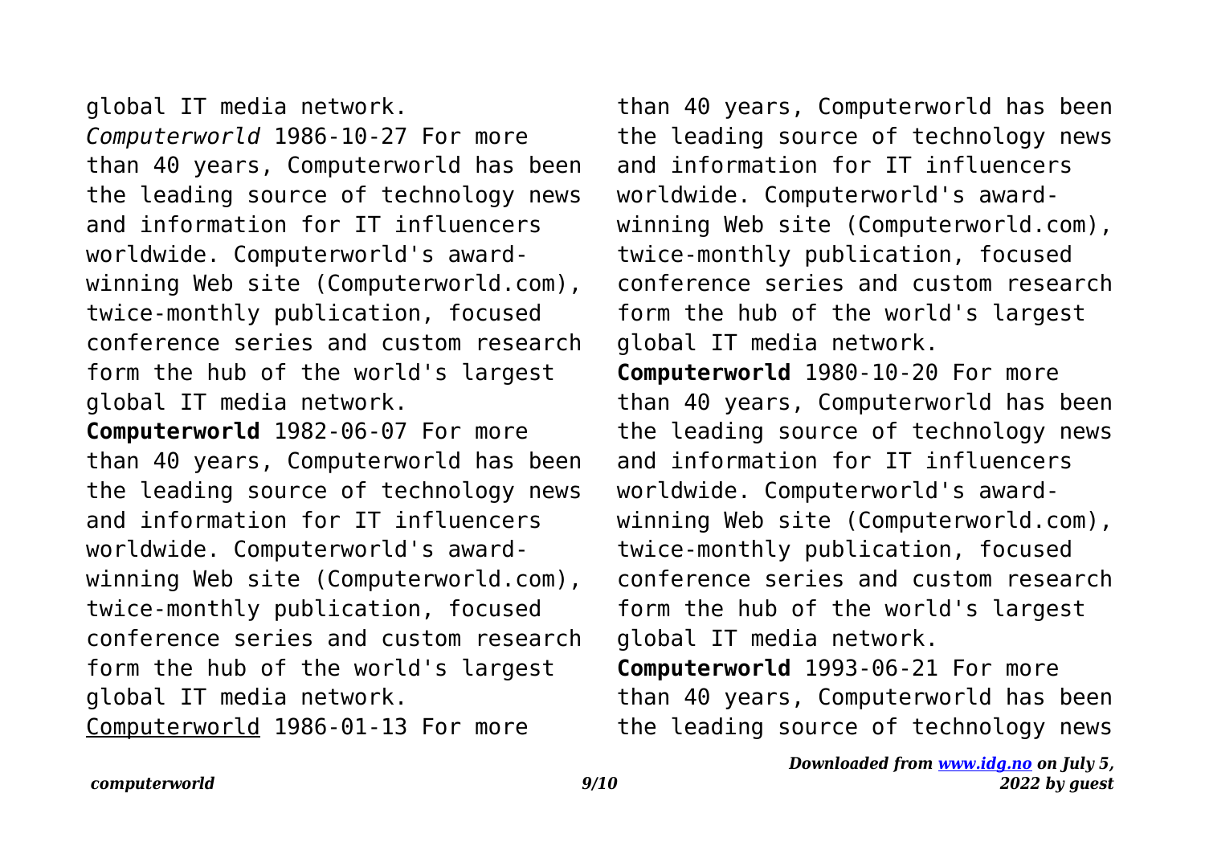global IT media network.

*Computerworld* 1986-10-27 For more than 40 years, Computerworld has been the leading source of technology news and information for IT influencers worldwide. Computerworld's award-winning Web site (Computerworld.com), twice-monthly publication, focused conference series and custom research form the hub of the world's largest global IT media network.

**Computerworld** 1982-06-07 For more than 40 years, Computerworld has been the leading source of technology news and information for IT influencers worldwide. Computerworld's award-winning Web site (Computerworld.com), twice-monthly publication, focused conference series and custom research form the hub of the world's largest global IT media network.

Computerworld 1986-01-13 For more than 40 years, Computerworld has been the leading source of technology news and information for IT influencers worldwide. Computerworld's award-winning Web site (Computerworld.com), twice-monthly publication, focused conference series and custom research form the hub of the world's largest global IT media network.

**Computerworld** 1980-10-20 For more than 40 years, Computerworld has been the leading source of technology news and information for IT influencers worldwide. Computerworld's award-winning Web site (Computerworld.com), twice-monthly publication, focused conference series and custom research form the hub of the world's largest global IT media network.

**Computerworld** 1993-06-21 For more than 40 years, Computerworld has been the leading source of technology news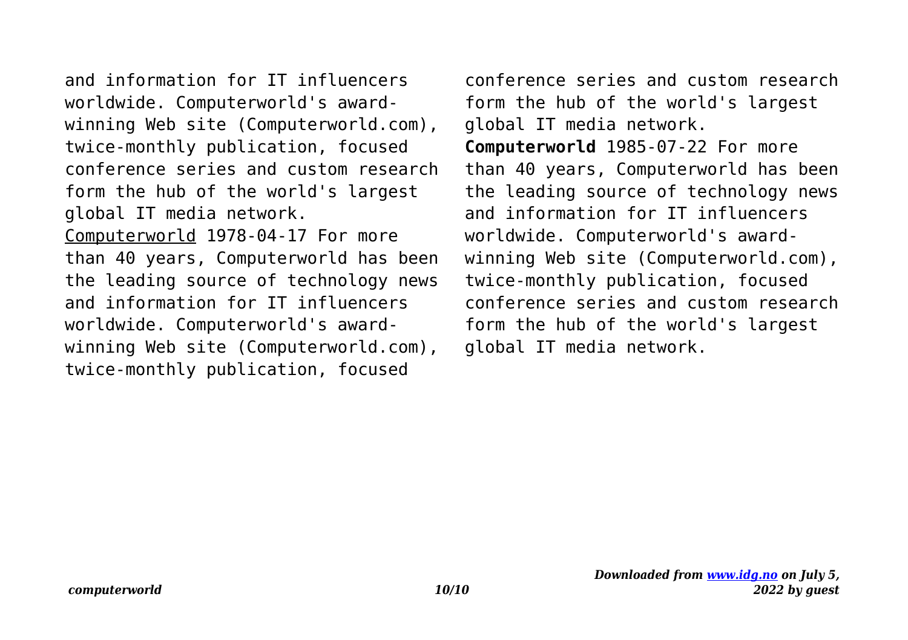and information for IT influencers worldwide. Computerworld's award-winning Web site (Computerworld.com), twice-monthly publication, focused conference series and custom research form the hub of the world's largest global IT media network.

Computerworld 1978-04-17 For more than 40 years, Computerworld has been the leading source of technology news and information for IT influencers worldwide. Computerworld's award-winning Web site (Computerworld.com), twice-monthly publication, focused conference series and custom research form the hub of the world's largest global IT media network.

**Computerworld** 1985-07-22 For more than 40 years, Computerworld has been the leading source of technology news and information for IT influencers worldwide. Computerworld's award-winning Web site (Computerworld.com), twice-monthly publication, focused conference series and custom research form the hub of the world's largest global IT media network.